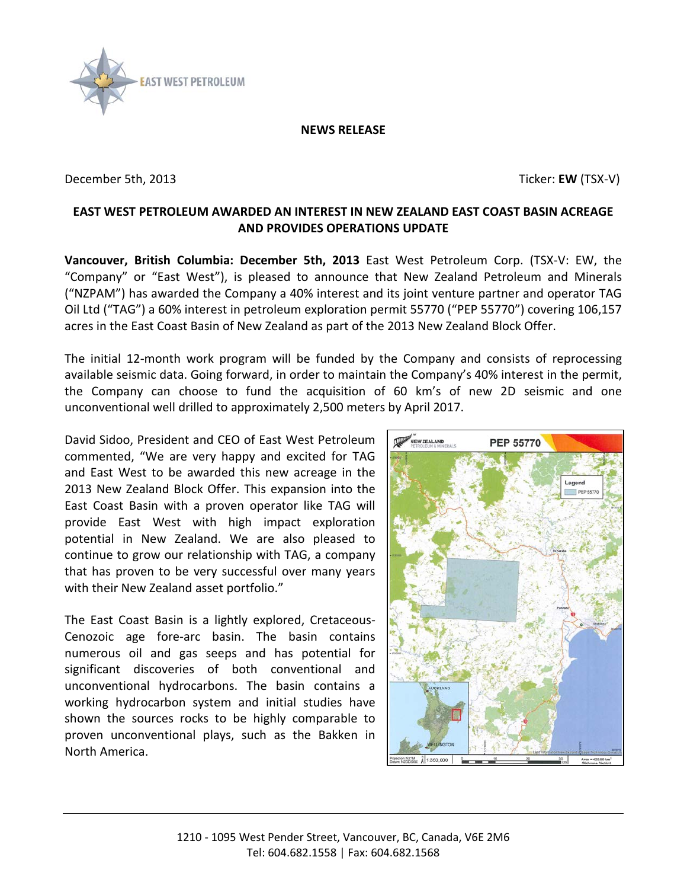**NEWS RELEASE**

December 5th, 2013 Ticker: **EW** (TSX-V)

# EAST WEST PETROLEUM AWARDED AN INTEREST IN NEW ZEALAND EAST COAST BASIN ACREAGE AND PROVIDES OPERATIONS UPDATE

**Vancouver, British Columbia: December 5th, 2013** East West Petroleum Corp. (TSX-V: EW, the "Company" or "East West"), is pleased to announce that New Zealand Petroleum and Minerals ("NZPAM") has awarded the Company a 40% interest and its joint venture partner and operator TAG Oil Ltd ("TAG") a 60% interest in petroleum exploration permit 55770 ("PEP 55770") covering 106,157 acres in the East Coast Basin of New Zealand as part of the 2013 New Zealand Block Offer.

The initial 12-month work program will be funded by the Company and consists of reprocessing available seismic data. Going forward, in order to maintain the Company's 40% interest in the permit, the Company can choose to fund the acquisition of 60 km's of new 2D seismic and one unconventional well drilled to approximately 2,500 meters by April 2017.

David Sidoo, President and CEO of East West Petroleum commented, "We are very happy and excited for TAG and East West to be awarded this new acreage in the 2013 New Zealand Block Offer. This expansion into the East Coast Basin with a proven operator like TAG will provide East West with high impact exploration potential in New Zealand. We are also pleased to continue to grow our relationship with TAG, a company that has proven to be very successful over many years with their New Zealand asset portfolio."

The East Coast Basin is a lightly explored, Cretaceous-Cenozoic age fore-arc basin. The basin contains numerous oil and gas seeps and has potential for significant discoveries of both conventional and unconventional hydrocarbons. The basin contains a working hydrocarbon system and initial studies have shown the sources rocks to be highly comparable to proven unconventional plays, such as the Bakken in North America.

1210 - 1095 West Pender Street, Vancouver, BC, Canada, V6E 2M6
Tel: 604.682.1558 | Fax: 604.682.1568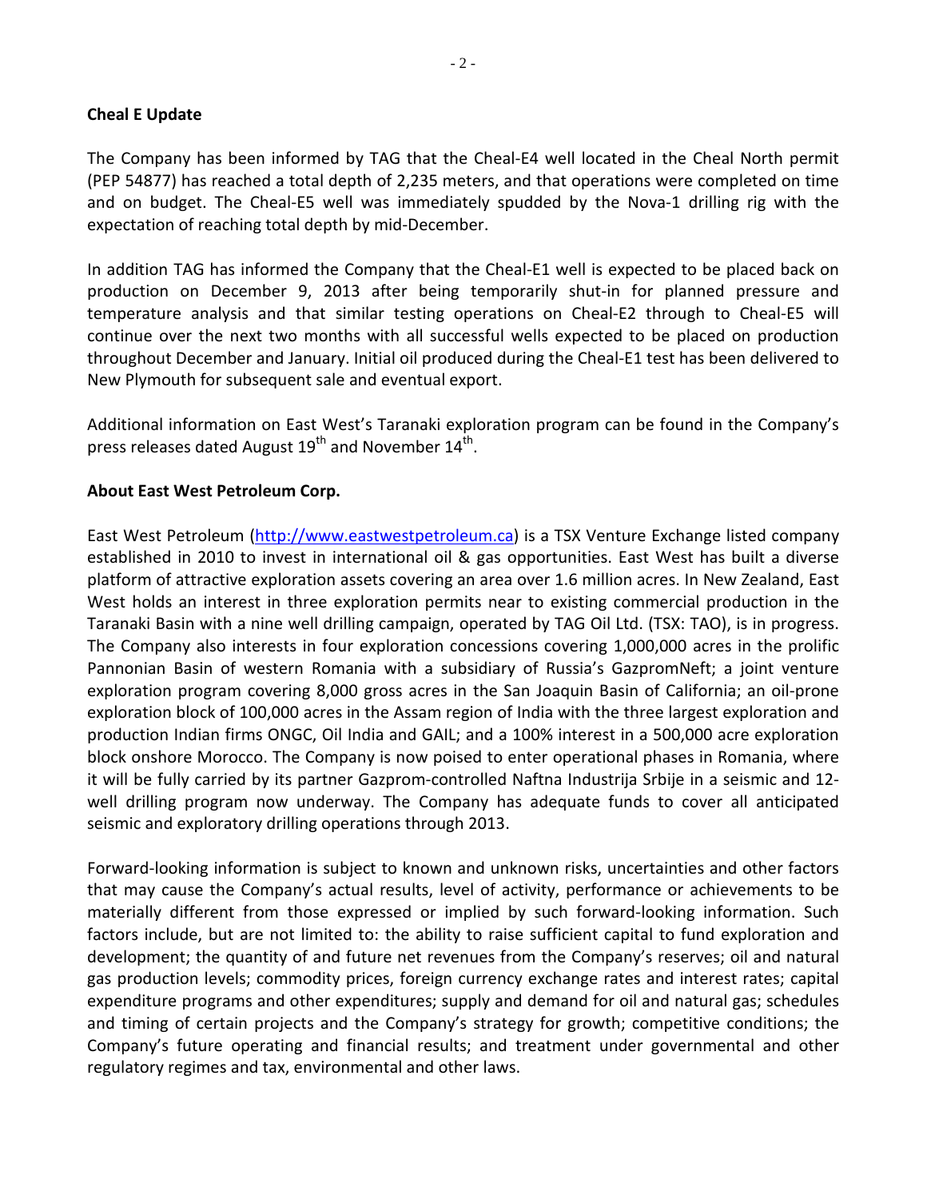**Cheal E Update**

The Company has been informed by TAG that the Cheal-E4 well located in the Cheal North permit (PEP 54877) has reached a total depth of 2,235 meters, and that operations were completed on time and on budget. The Cheal-E5 well was immediately spudded by the Nova-1 drilling rig with the expectation of reaching total depth by mid-December.

In addition TAG has informed the Company that the Cheal-E1 well is expected to be placed back on production on December 9, 2013 after being temporarily shut-in for planned pressure and temperature analysis and that similar testing operations on Cheal-E2 through to Cheal-E5 will continue over the next two months with all successful wells expected to be placed on production throughout December and January. Initial oil produced during the Cheal-E1 test has been delivered to New Plymouth for subsequent sale and eventual export.

Additional information on East West's Taranaki exploration program can be found in the Company's press releases dated August 19th and November 14th.

**About East West Petroleum Corp.**

East West Petroleum (http://www.eastwestpetroleum.ca) is a TSX Venture Exchange listed company established in 2010 to invest in international oil & gas opportunities. East West has built a diverse platform of attractive exploration assets covering an area over 1.6 million acres. In New Zealand, East West holds an interest in three exploration permits near to existing commercial production in the Taranaki Basin with a nine well drilling campaign, operated by TAG Oil Ltd. (TSX: TAO), is in progress. The Company also interests in four exploration concessions covering 1,000,000 acres in the prolific Pannonian Basin of western Romania with a subsidiary of Russia's GazpromNeft; a joint venture exploration program covering 8,000 gross acres in the San Joaquin Basin of California; an oil-prone exploration block of 100,000 acres in the Assam region of India with the three largest exploration and production Indian firms ONGC, Oil India and GAIL; and a 100% interest in a 500,000 acre exploration block onshore Morocco. The Company is now poised to enter operational phases in Romania, where it will be fully carried by its partner Gazprom-controlled Naftna Industrija Srbije in a seismic and 12-well drilling program now underway. The Company has adequate funds to cover all anticipated seismic and exploratory drilling operations through 2013.

Forward-looking information is subject to known and unknown risks, uncertainties and other factors that may cause the Company's actual results, level of activity, performance or achievements to be materially different from those expressed or implied by such forward-looking information. Such factors include, but are not limited to: the ability to raise sufficient capital to fund exploration and development; the quantity of and future net revenues from the Company's reserves; oil and natural gas production levels; commodity prices, foreign currency exchange rates and interest rates; capital expenditure programs and other expenditures; supply and demand for oil and natural gas; schedules and timing of certain projects and the Company's strategy for growth; competitive conditions; the Company's future operating and financial results; and treatment under governmental and other regulatory regimes and tax, environmental and other laws.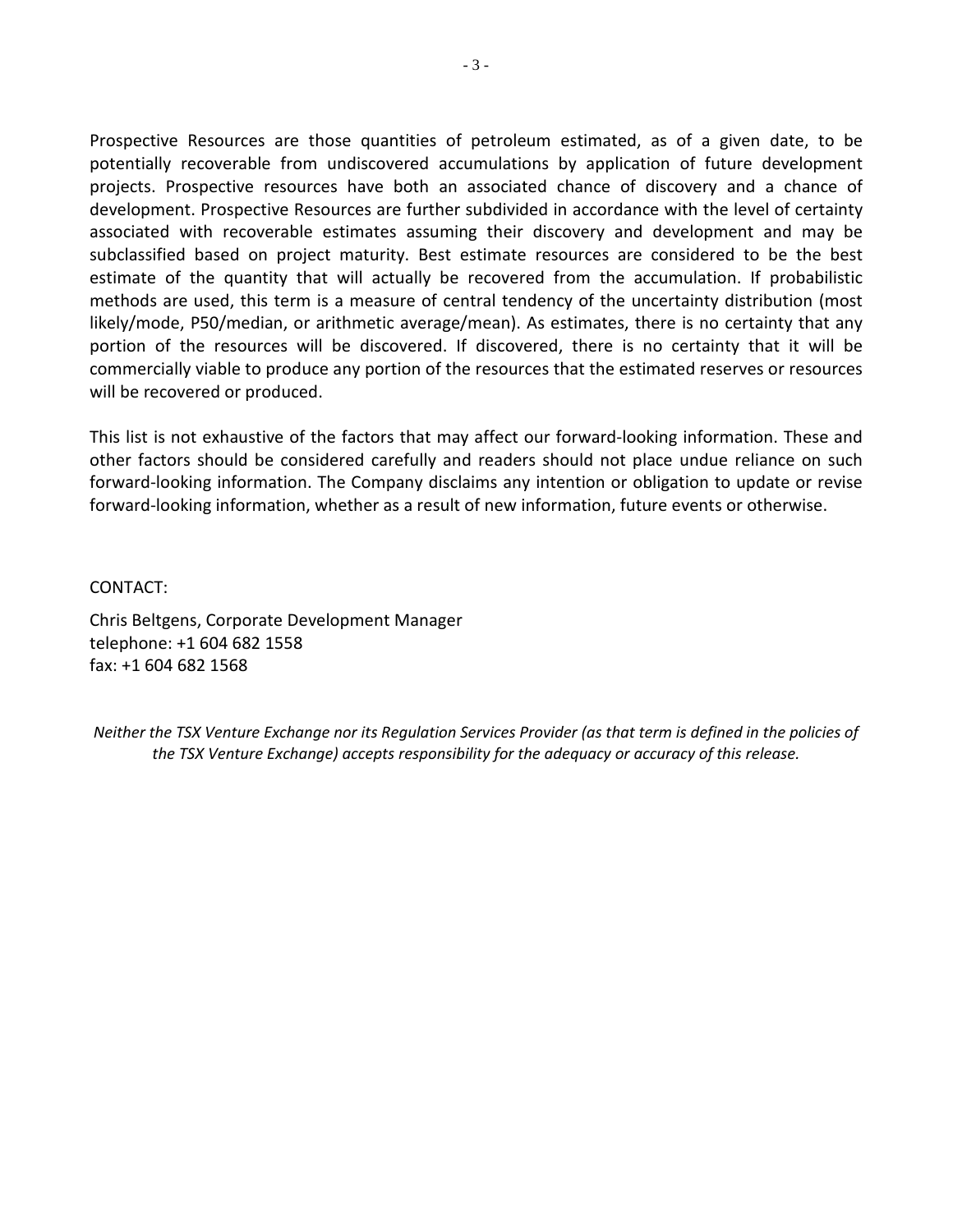Prospective Resources are those quantities of petroleum estimated, as of a given date, to be potentially recoverable from undiscovered accumulations by application of future development projects. Prospective resources have both an associated chance of discovery and a chance of development. Prospective Resources are further subdivided in accordance with the level of certainty associated with recoverable estimates assuming their discovery and development and may be subclassified based on project maturity. Best estimate resources are considered to be the best estimate of the quantity that will actually be recovered from the accumulation. If probabilistic methods are used, this term is a measure of central tendency of the uncertainty distribution (most likely/mode, P50/median, or arithmetic average/mean). As estimates, there is no certainty that any portion of the resources will be discovered. If discovered, there is no certainty that it will be commercially viable to produce any portion of the resources that the estimated reserves or resources will be recovered or produced.

This list is not exhaustive of the factors that may affect our forward-looking information. These and other factors should be considered carefully and readers should not place undue reliance on such forward-looking information. The Company disclaims any intention or obligation to update or revise forward-looking information, whether as a result of new information, future events or otherwise.

CONTACT:

Chris Beltgens, Corporate Development Manager
telephone: +1 604 682 1558
fax: +1 604 682 1568

*Neither the TSX Venture Exchange nor its Regulation Services Provider (as that term is defined in the policies of the TSX Venture Exchange) accepts responsibility for the adequacy or accuracy of this release.*